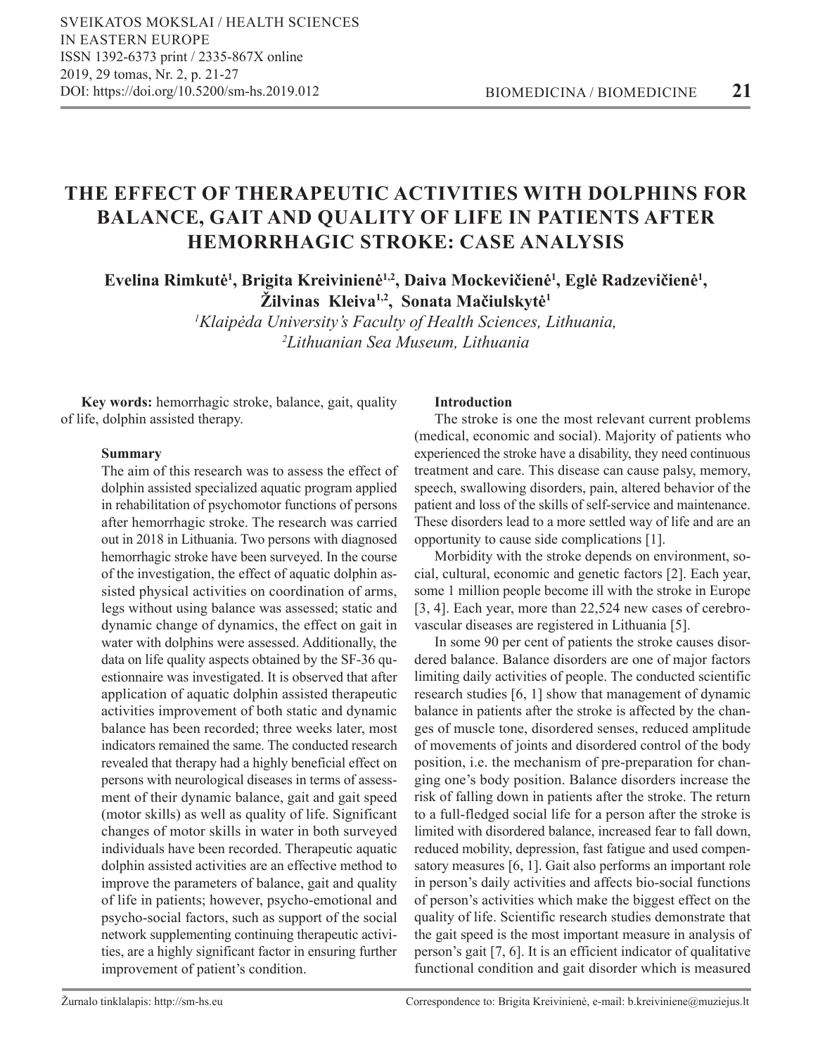# THE EFFECT OF THERAPEUTIC ACTIVITIES WITH DOLPHINS FOR BALANCE, GAIT AND QUALITY OF LIFE IN PATIENTS AFTER HEMORRHAGIC STROKE: CASE ANALYSIS

**Evelina Rimkutė[1], Brigita Kreivinienė[1,2], Daiva Mockevičienė[1], Eglė Radzevičienė[1], Žilvinas Kleiva[1,2], Sonata Mačiulskytė[1]**

*[1]Klaipėda University's Faculty of Health Sciences, Lithuania,*
*[2]Lithuanian Sea Museum, Lithuania*

**Key words:** hemorrhagic stroke, balance, gait, quality of life, dolphin assisted therapy.

## Summary

The aim of this research was to assess the effect of dolphin assisted specialized aquatic program applied in rehabilitation of psychomotor functions of persons after hemorrhagic stroke. The research was carried out in 2018 in Lithuania. Two persons with diagnosed hemorrhagic stroke have been surveyed. In the course of the investigation, the effect of aquatic dolphin assisted physical activities on coordination of arms, legs without using balance was assessed; static and dynamic change of dynamics, the effect on gait in water with dolphins were assessed. Additionally, the data on life quality aspects obtained by the SF-36 questionnaire was investigated. It is observed that after application of aquatic dolphin assisted therapeutic activities improvement of both static and dynamic balance has been recorded; three weeks later, most indicators remained the same. The conducted research revealed that therapy had a highly beneficial effect on persons with neurological diseases in terms of assessment of their dynamic balance, gait and gait speed (motor skills) as well as quality of life. Significant changes of motor skills in water in both surveyed individuals have been recorded. Therapeutic aquatic dolphin assisted activities are an effective method to improve the parameters of balance, gait and quality of life in patients; however, psycho-emotional and psycho-social factors, such as support of the social network supplementing continuing therapeutic activities, are a highly significant factor in ensuring further improvement of patient's condition.

## Introduction

The stroke is one the most relevant current problems (medical, economic and social). Majority of patients who experienced the stroke have a disability, they need continuous treatment and care. This disease can cause palsy, memory, speech, swallowing disorders, pain, altered behavior of the patient and loss of the skills of self-service and maintenance. These disorders lead to a more settled way of life and are an opportunity to cause side complications [1].

Morbidity with the stroke depends on environment, social, cultural, economic and genetic factors [2]. Each year, some 1 million people become ill with the stroke in Europe [3, 4]. Each year, more than 22,524 new cases of cerebrovascular diseases are registered in Lithuania [5].

In some 90 per cent of patients the stroke causes disordered balance. Balance disorders are one of major factors limiting daily activities of people. The conducted scientific research studies [6, 1] show that management of dynamic balance in patients after the stroke is affected by the changes of muscle tone, disordered senses, reduced amplitude of movements of joints and disordered control of the body position, i.e. the mechanism of pre-preparation for changing one's body position. Balance disorders increase the risk of falling down in patients after the stroke. The return to a full-fledged social life for a person after the stroke is limited with disordered balance, increased fear to fall down, reduced mobility, depression, fast fatigue and used compensatory measures [6, 1]. Gait also performs an important role in person's daily activities and affects bio-social functions of person's activities which make the biggest effect on the quality of life. Scientific research studies demonstrate that the gait speed is the most important measure in analysis of person's gait [7, 6]. It is an efficient indicator of qualitative functional condition and gait disorder which is measured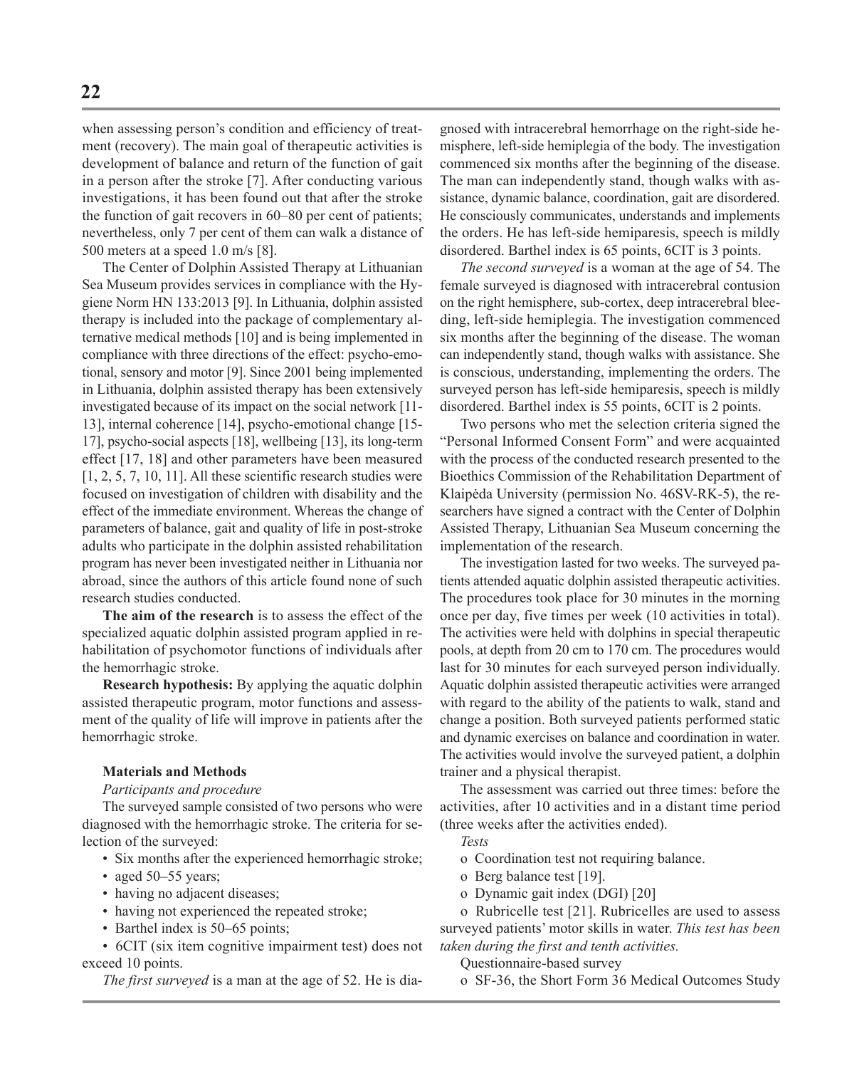when assessing person's condition and efficiency of treatment (recovery). The main goal of therapeutic activities is development of balance and return of the function of gait in a person after the stroke [7]. After conducting various investigations, it has been found out that after the stroke the function of gait recovers in 60–80 per cent of patients; nevertheless, only 7 per cent of them can walk a distance of 500 meters at a speed 1.0 m/s [8].

The Center of Dolphin Assisted Therapy at Lithuanian Sea Museum provides services in compliance with the Hygiene Norm HN 133:2013 [9]. In Lithuania, dolphin assisted therapy is included into the package of complementary alternative medical methods [10] and is being implemented in compliance with three directions of the effect: psycho-emotional, sensory and motor [9]. Since 2001 being implemented in Lithuania, dolphin assisted therapy has been extensively investigated because of its impact on the social network [11-13], internal coherence [14], psycho-emotional change [15-17], psycho-social aspects [18], wellbeing [13], its long-term effect [17, 18] and other parameters have been measured [1, 2, 5, 7, 10, 11]. All these scientific research studies were focused on investigation of children with disability and the effect of the immediate environment. Whereas the change of parameters of balance, gait and quality of life in post-stroke adults who participate in the dolphin assisted rehabilitation program has never been investigated neither in Lithuania nor abroad, since the authors of this article found none of such research studies conducted.

**The aim of the research** is to assess the effect of the specialized aquatic dolphin assisted program applied in rehabilitation of psychomotor functions of individuals after the hemorrhagic stroke.

**Research hypothesis:** By applying the aquatic dolphin assisted therapeutic program, motor functions and assessment of the quality of life will improve in patients after the hemorrhagic stroke.

## Materials and Methods

*Participants and procedure*

The surveyed sample consisted of two persons who were diagnosed with the hemorrhagic stroke. The criteria for selection of the surveyed:

- Six months after the experienced hemorrhagic stroke;
- aged 50–55 years;
- having no adjacent diseases;
- having not experienced the repeated stroke;
- Barthel index is 50–65 points;
- 6CIT (six item cognitive impairment test) does not exceed 10 points.

*The first surveyed* is a man at the age of 52. He is diagnosed with intracerebral hemorrhage on the right-side hemisphere, left-side hemiplegia of the body. The investigation commenced six months after the beginning of the disease. The man can independently stand, though walks with assistance, dynamic balance, coordination, gait are disordered. He consciously communicates, understands and implements the orders. He has left-side hemiparesis, speech is mildly disordered. Barthel index is 65 points, 6CIT is 3 points.

*The second surveyed* is a woman at the age of 54. The female surveyed is diagnosed with intracerebral contusion on the right hemisphere, sub-cortex, deep intracerebral bleeding, left-side hemiplegia. The investigation commenced six months after the beginning of the disease. The woman can independently stand, though walks with assistance. She is conscious, understanding, implementing the orders. The surveyed person has left-side hemiparesis, speech is mildly disordered. Barthel index is 55 points, 6CIT is 2 points.

Two persons who met the selection criteria signed the "Personal Informed Consent Form" and were acquainted with the process of the conducted research presented to the Bioethics Commission of the Rehabilitation Department of Klaipėda University (permission No. 46SV-RK-5), the researchers have signed a contract with the Center of Dolphin Assisted Therapy, Lithuanian Sea Museum concerning the implementation of the research.

The investigation lasted for two weeks. The surveyed patients attended aquatic dolphin assisted therapeutic activities. The procedures took place for 30 minutes in the morning once per day, five times per week (10 activities in total). The activities were held with dolphins in special therapeutic pools, at depth from 20 cm to 170 cm. The procedures would last for 30 minutes for each surveyed person individually. Aquatic dolphin assisted therapeutic activities were arranged with regard to the ability of the patients to walk, stand and change a position. Both surveyed patients performed static and dynamic exercises on balance and coordination in water. The activities would involve the surveyed patient, a dolphin trainer and a physical therapist.

The assessment was carried out three times: before the activities, after 10 activities and in a distant time period (three weeks after the activities ended).

*Tests*

- o Coordination test not requiring balance.
- o Berg balance test [19].
- o Dynamic gait index (DGI) [20]
- o Rubricelle test [21]. Rubricelles are used to assess surveyed patients' motor skills in water. *This test has been taken during the first and tenth activities.*

Questionnaire-based survey

- o SF-36, the Short Form 36 Medical Outcomes Study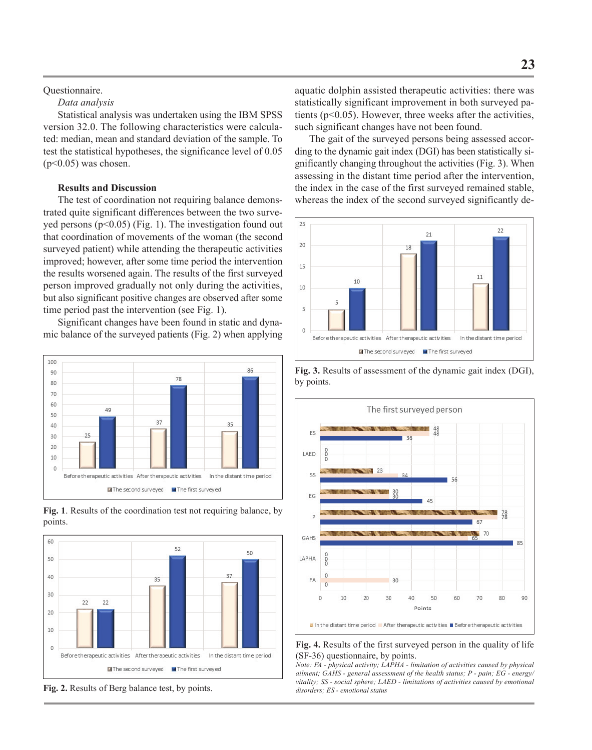Questionnaire.

*Data analysis*

Statistical analysis was undertaken using the IBM SPSS version 32.0. The following characteristics were calculated: median, mean and standard deviation of the sample. To test the statistical hypotheses, the significance level of 0.05 ($p<0.05$) was chosen.

**Results and Discussion**

The test of coordination not requiring balance demonstrated quite significant differences between the two surveyed persons ($p<0.05$) (Fig. 1). The investigation found out that coordination of movements of the woman (the second surveyed patient) while attending the therapeutic activities improved; however, after some time period the intervention the results worsened again. The results of the first surveyed person improved gradually not only during the activities, but also significant positive changes are observed after some time period past the intervention (see Fig. 1).

Significant changes have been found in static and dynamic balance of the surveyed patients (Fig. 2) when applying aquatic dolphin assisted therapeutic activities: there was statistically significant improvement in both surveyed patients ($p<0.05$). However, three weeks after the activities, such significant changes have not been found.

The gait of the surveyed persons being assessed according to the dynamic gait index (DGI) has been statistically significantly changing throughout the activities (Fig. 3). When assessing in the distant time period after the intervention, the index in the case of the first surveyed remained stable, whereas the index of the second surveyed significantly de-

**Fig. 1**. Results of the coordination test not requiring balance, by points.

**Fig. 2.** Results of Berg balance test, by points.

**Fig. 3.** Results of assessment of the dynamic gait index (DGI), by points.

**Fig. 4.** Results of the first surveyed person in the quality of life (SF-36) questionnaire, by points.

*Note: FA - physical activity; LAPHA - limitation of activities caused by physical ailment; GAHS - general assessment of the health status; P - pain; EG - energy/vitality; SS - social sphere; LAED - limitations of activities caused by emotional disorders; ES - emotional status*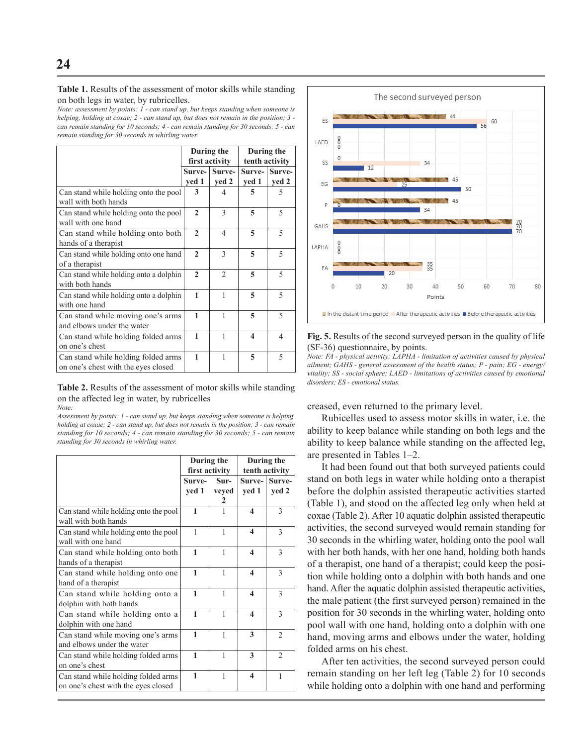**Table 1.** Results of the assessment of motor skills while standing on both legs in water, by rubricelles.

*Note: assessment by points: 1 - can stand up, but keeps standing when someone is helping, holding at coxae; 2 - can stand up, but does not remain in the position; 3 - can remain standing for 10 seconds; 4 - can remain standing for 30 seconds; 5 - can remain standing for 30 seconds in whirling water.*

| | During the first activity | | During the tenth activity | |
|---|---|---|---|---|
| | Surveyed 1 | Surveyed 2 | Surveyed 1 | Surveyed 2 |
| Can stand while holding onto the pool wall with both hands | **3** | 4 | **5** | 5 |
| Can stand while holding onto the pool wall with one hand | **2** | 3 | **5** | 5 |
| Can stand while holding onto both hands of a therapist | **2** | 4 | **5** | 5 |
| Can stand while holding onto one hand of a therapist | **2** | 3 | **5** | 5 |
| Can stand while holding onto a dolphin with both hands | **2** | 2 | **5** | 5 |
| Can stand while holding onto a dolphin with one hand | **1** | 1 | **5** | 5 |
| Can stand while moving one's arms and elbows under the water | **1** | 1 | **5** | 5 |
| Can stand while holding folded arms on one's chest | **1** | 1 | **4** | 4 |
| Can stand while holding folded arms on one's chest with the eyes closed | **1** | 1 | **5** | 5 |

**Table 2.** Results of the assessment of motor skills while standing on the affected leg in water, by rubricelles

*Note:*

*Assessment by points: 1 - can stand up, but keeps standing when someone is helping, holding at coxae; 2 - can stand up, but does not remain in the position; 3 - can remain standing for 10 seconds; 4 - can remain standing for 30 seconds; 5 - can remain standing for 30 seconds in whirling water.*

| | During the first activity | | During the tenth activity | |
|---|---|---|---|---|
| | Surveyed 1 | Surveyed 2 | Surveyed 1 | Surveyed 2 |
| Can stand while holding onto the pool wall with both hands | **1** | 1 | **4** | 3 |
| Can stand while holding onto the pool wall with one hand | 1 | 1 | **4** | 3 |
| Can stand while holding onto both hands of a therapist | **1** | 1 | **4** | 3 |
| Can stand while holding onto one hand of a therapist | **1** | 1 | **4** | 3 |
| Can stand while holding onto a dolphin with both hands | **1** | 1 | **4** | 3 |
| Can stand while holding onto a dolphin with one hand | **1** | 1 | **4** | 3 |
| Can stand while moving one's arms and elbows under the water | **1** | 1 | **3** | 2 |
| Can stand while holding folded arms on one's chest | **1** | 1 | **3** | 2 |
| Can stand while holding folded arms on one's chest with the eyes closed | **1** | 1 | **4** | 1 |

**Fig. 5.** Results of the second surveyed person in the quality of life (SF-36) questionnaire, by points.

*Note: FA - physical activity; LAPHA - limitation of activities caused by physical ailment; GAHS - general assessment of the health status; P - pain; EG - energy/vitality; SS - social sphere; LAED - limitations of activities caused by emotional disorders; ES - emotional status.*

creased, even returned to the primary level.

Rubicelles used to assess motor skills in water, i.e. the ability to keep balance while standing on both legs and the ability to keep balance while standing on the affected leg, are presented in Tables 1–2.

It had been found out that both surveyed patients could stand on both legs in water while holding onto a therapist before the dolphin assisted therapeutic activities started (Table 1), and stood on the affected leg only when held at coxae (Table 2). After 10 aquatic dolphin assisted therapeutic activities, the second surveyed would remain standing for 30 seconds in the whirling water, holding onto the pool wall with her both hands, with her one hand, holding both hands of a therapist, one hand of a therapist; could keep the position while holding onto a dolphin with both hands and one hand. After the aquatic dolphin assisted therapeutic activities, the male patient (the first surveyed person) remained in the position for 30 seconds in the whirling water, holding onto pool wall with one hand, holding onto a dolphin with one hand, moving arms and elbows under the water, holding folded arms on his chest.

After ten activities, the second surveyed person could remain standing on her left leg (Table 2) for 10 seconds while holding onto a dolphin with one hand and performing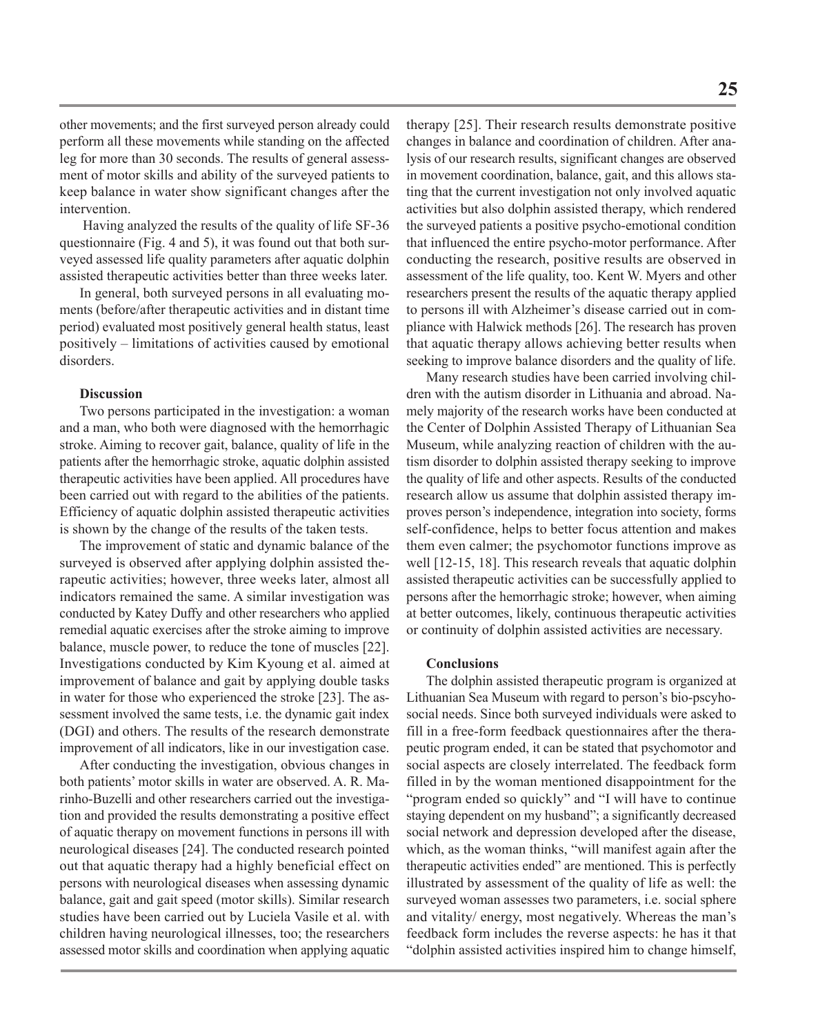other movements; and the first surveyed person already could perform all these movements while standing on the affected leg for more than 30 seconds. The results of general assessment of motor skills and ability of the surveyed patients to keep balance in water show significant changes after the intervention.

Having analyzed the results of the quality of life SF-36 questionnaire (Fig. 4 and 5), it was found out that both surveyed assessed life quality parameters after aquatic dolphin assisted therapeutic activities better than three weeks later.

In general, both surveyed persons in all evaluating moments (before/after therapeutic activities and in distant time period) evaluated most positively general health status, least positively – limitations of activities caused by emotional disorders.

**Discussion**

Two persons participated in the investigation: a woman and a man, who both were diagnosed with the hemorrhagic stroke. Aiming to recover gait, balance, quality of life in the patients after the hemorrhagic stroke, aquatic dolphin assisted therapeutic activities have been applied. All procedures have been carried out with regard to the abilities of the patients. Efficiency of aquatic dolphin assisted therapeutic activities is shown by the change of the results of the taken tests.

The improvement of static and dynamic balance of the surveyed is observed after applying dolphin assisted therapeutic activities; however, three weeks later, almost all indicators remained the same. A similar investigation was conducted by Katey Duffy and other researchers who applied remedial aquatic exercises after the stroke aiming to improve balance, muscle power, to reduce the tone of muscles [22]. Investigations conducted by Kim Kyoung et al. aimed at improvement of balance and gait by applying double tasks in water for those who experienced the stroke [23]. The assessment involved the same tests, i.e. the dynamic gait index (DGI) and others. The results of the research demonstrate improvement of all indicators, like in our investigation case.

After conducting the investigation, obvious changes in both patients' motor skills in water are observed. A. R. Marinho-Buzelli and other researchers carried out the investigation and provided the results demonstrating a positive effect of aquatic therapy on movement functions in persons ill with neurological diseases [24]. The conducted research pointed out that aquatic therapy had a highly beneficial effect on persons with neurological diseases when assessing dynamic balance, gait and gait speed (motor skills). Similar research studies have been carried out by Luciela Vasile et al. with children having neurological illnesses, too; the researchers assessed motor skills and coordination when applying aquatic therapy [25]. Their research results demonstrate positive changes in balance and coordination of children. After analysis of our research results, significant changes are observed in movement coordination, balance, gait, and this allows stating that the current investigation not only involved aquatic activities but also dolphin assisted therapy, which rendered the surveyed patients a positive psycho-emotional condition that influenced the entire psycho-motor performance. After conducting the research, positive results are observed in assessment of the life quality, too. Kent W. Myers and other researchers present the results of the aquatic therapy applied to persons ill with Alzheimer's disease carried out in compliance with Halwick methods [26]. The research has proven that aquatic therapy allows achieving better results when seeking to improve balance disorders and the quality of life.

Many research studies have been carried involving children with the autism disorder in Lithuania and abroad. Namely majority of the research works have been conducted at the Center of Dolphin Assisted Therapy of Lithuanian Sea Museum, while analyzing reaction of children with the autism disorder to dolphin assisted therapy seeking to improve the quality of life and other aspects. Results of the conducted research allow us assume that dolphin assisted therapy improves person's independence, integration into society, forms self-confidence, helps to better focus attention and makes them even calmer; the psychomotor functions improve as well [12-15, 18]. This research reveals that aquatic dolphin assisted therapeutic activities can be successfully applied to persons after the hemorrhagic stroke; however, when aiming at better outcomes, likely, continuous therapeutic activities or continuity of dolphin assisted activities are necessary.

**Conclusions**

The dolphin assisted therapeutic program is organized at Lithuanian Sea Museum with regard to person's bio-pscyho-social needs. Since both surveyed individuals were asked to fill in a free-form feedback questionnaires after the therapeutic program ended, it can be stated that psychomotor and social aspects are closely interrelated. The feedback form filled in by the woman mentioned disappointment for the "program ended so quickly" and "I will have to continue staying dependent on my husband"; a significantly decreased social network and depression developed after the disease, which, as the woman thinks, "will manifest again after the therapeutic activities ended" are mentioned. This is perfectly illustrated by assessment of the quality of life as well: the surveyed woman assesses two parameters, i.e. social sphere and vitality/ energy, most negatively. Whereas the man's feedback form includes the reverse aspects: he has it that "dolphin assisted activities inspired him to change himself,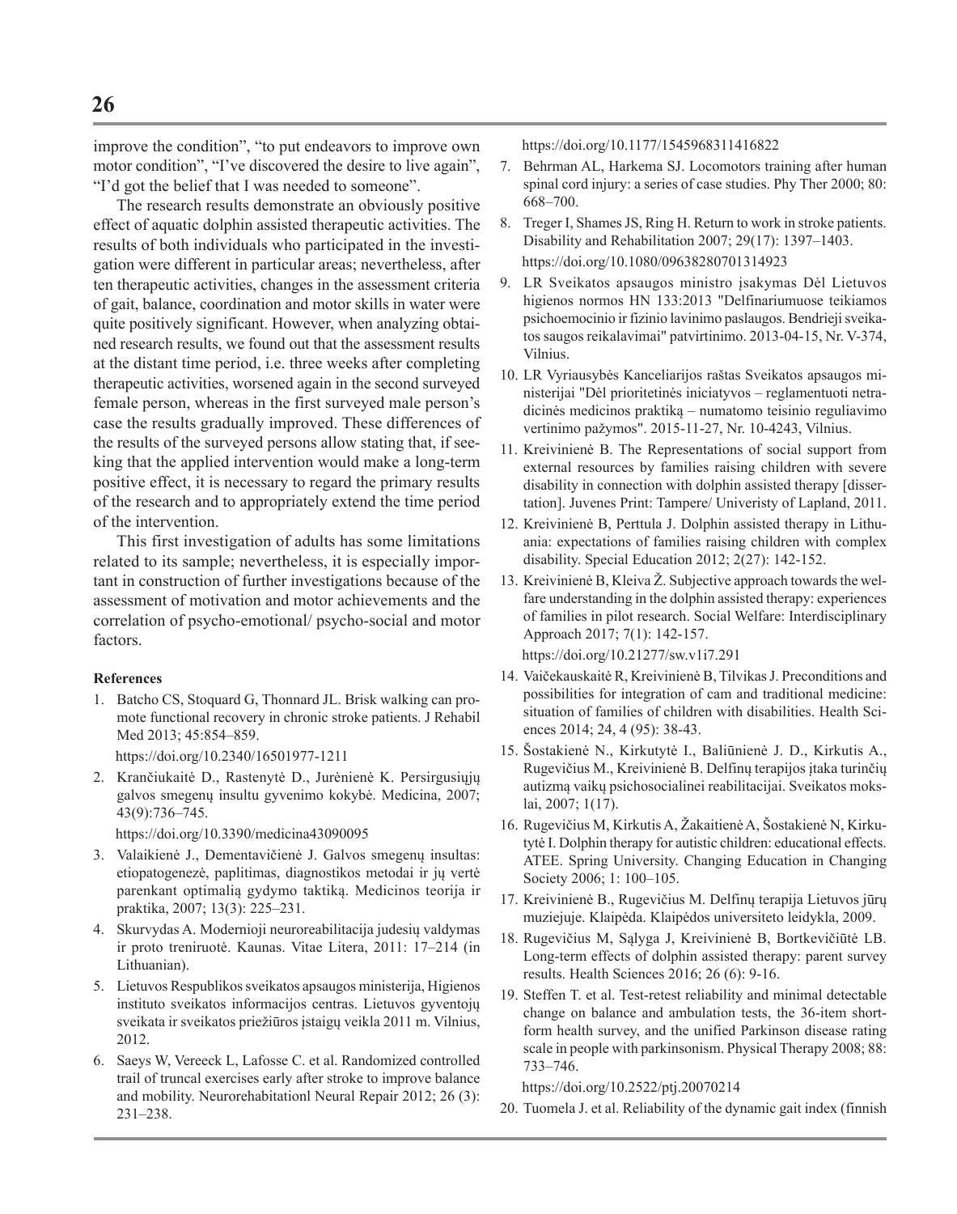improve the condition", "to put endeavors to improve own motor condition", "I've discovered the desire to live again", "I'd got the belief that I was needed to someone".

The research results demonstrate an obviously positive effect of aquatic dolphin assisted therapeutic activities. The results of both individuals who participated in the investigation were different in particular areas; nevertheless, after ten therapeutic activities, changes in the assessment criteria of gait, balance, coordination and motor skills in water were quite positively significant. However, when analyzing obtained research results, we found out that the assessment results at the distant time period, i.e. three weeks after completing therapeutic activities, worsened again in the second surveyed female person, whereas in the first surveyed male person's case the results gradually improved. These differences of the results of the surveyed persons allow stating that, if seeking that the applied intervention would make a long-term positive effect, it is necessary to regard the primary results of the research and to appropriately extend the time period of the intervention.

This first investigation of adults has some limitations related to its sample; nevertheless, it is especially important in construction of further investigations because of the assessment of motivation and motor achievements and the correlation of psycho-emotional/ psycho-social and motor factors.

**References**

1. Batcho CS, Stoquard G, Thonnard JL. Brisk walking can promote functional recovery in chronic stroke patients. J Rehabil Med 2013; 45:854–859.
   https://doi.org/10.2340/16501977-1211
2. Krančiukaitė D., Rastenytė D., Jurėnienė K. Persirgusiųjų galvos smegenų insultu gyvenimo kokybė. Medicina, 2007; 43(9):736–745.
   https://doi.org/10.3390/medicina43090095
3. Valaikienė J., Dementavičienė J. Galvos smegenų insultas: etiopatogenezė, paplitimas, diagnostikos metodai ir jų vertė parenkant optimalią gydymo taktiką. Medicinos teorija ir praktika, 2007; 13(3): 225–231.
4. Skurvydas A. Modernioji neuroreabilitacija judesių valdymas ir proto treniruotė. Kaunas. Vitae Litera, 2011: 17–214 (in Lithuanian).
5. Lietuvos Respublikos sveikatos apsaugos ministerija, Higienos instituto sveikatos informacijos centras. Lietuvos gyventojų sveikata ir sveikatos priežiūros įstaigų veikla 2011 m. Vilnius, 2012.
6. Saeys W, Vereeck L, Lafosse C. et al. Randomized controlled trail of truncal exercises early after stroke to improve balance and mobility. Neurorehabilitationl Neural Repair 2012; 26 (3): 231–238.
   https://doi.org/10.1177/1545968311416822
7. Behrman AL, Harkema SJ. Locomotors training after human spinal cord injury: a series of case studies. Phy Ther 2000; 80: 668–700.
8. Treger I, Shames JS, Ring H. Return to work in stroke patients. Disability and Rehabilitation 2007; 29(17): 1397–1403.
   https://doi.org/10.1080/09638280701314923
9. LR Sveikatos apsaugos ministro įsakymas Dėl Lietuvos higienos normos HN 133:2013 "Delfinariumuose teikiamos psichoemocinio ir fizinio lavinimo paslaugos. Bendrieji sveikatos saugos reikalavimai" patvirtinimo. 2013-04-15, Nr. V-374, Vilnius.
10. LR Vyriausybės Kanceliarijos raštas Sveikatos apsaugos ministerijai "Dėl prioritetinės iniciatyvos – reglamentuoti netradicinės medicinos praktiką – numatomo teisinio reguliavimo vertinimo pažymos". 2015-11-27, Nr. 10-4243, Vilnius.
11. Kreivinienė B. The Representations of social support from external resources by families raising children with severe disability in connection with dolphin assisted therapy [dissertation]. Juvenes Print: Tampere/ Univeristy of Lapland, 2011.
12. Kreivinienė B, Perttula J. Dolphin assisted therapy in Lithuania: expectations of families raising children with complex disability. Special Education 2012; 2(27): 142-152.
13. Kreivinienė B, Kleiva Ž. Subjective approach towards the welfare understanding in the dolphin assisted therapy: experiences of families in pilot research. Social Welfare: Interdisciplinary Approach 2017; 7(1): 142-157.
    https://doi.org/10.21277/sw.v1i7.291
14. Vaičekauskaitė R, Kreivinienė B, Tilvikas J. Preconditions and possibilities for integration of cam and traditional medicine: situation of families of children with disabilities. Health Sciences 2014; 24, 4 (95): 38-43.
15. Šostakienė N., Kirkutytė I., Baliūnienė J. D., Kirkutis A., Rugevičius M., Kreivinienė B. Delfinų terapijos įtaka turinčių autizmą vaikų psichosocialinei reabilitacijai. Sveikatos mokslai, 2007; 1(17).
16. Rugevičius M, Kirkutis A, Žakaitienė A, Šostakienė N, Kirkutytė I. Dolphin therapy for autistic children: educational effects. ATEE. Spring University. Changing Education in Changing Society 2006; 1: 100–105.
17. Kreivinienė B., Rugevičius M. Delfinų terapija Lietuvos jūrų muziejuje. Klaipėda. Klaipėdos universiteto leidykla, 2009.
18. Rugevičius M, Sąlyga J, Kreivinienė B, Bortkevičiūtė LB. Long-term effects of dolphin assisted therapy: parent survey results. Health Sciences 2016; 26 (6): 9-16.
19. Steffen T. et al. Test-retest reliability and minimal detectable change on balance and ambulation tests, the 36-item short-form health survey, and the unified Parkinson disease rating scale in people with parkinsonism. Physical Therapy 2008; 88: 733–746.
    https://doi.org/10.2522/ptj.20070214
20. Tuomela J. et al. Reliability of the dynamic gait index (finnish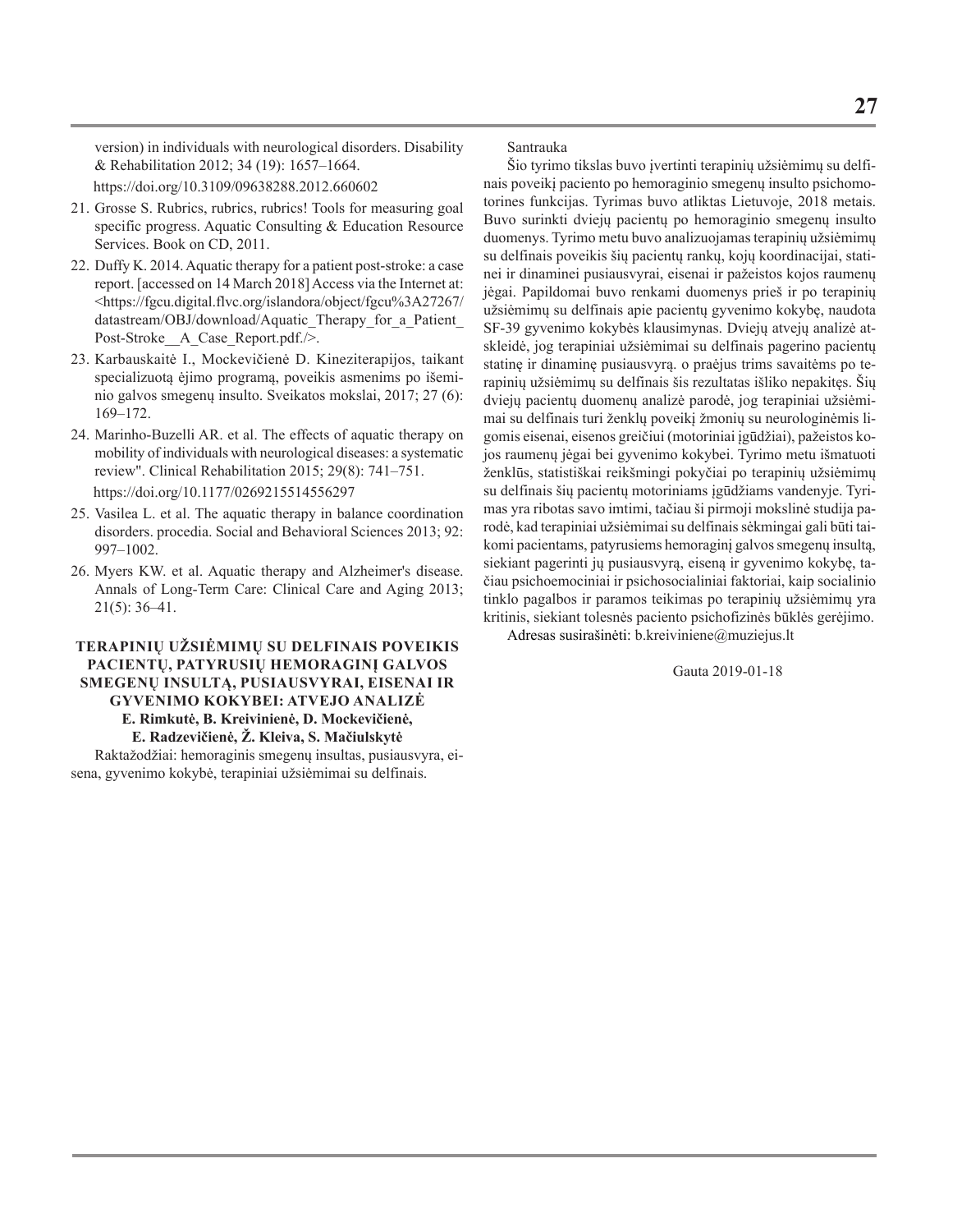version) in individuals with neurological disorders. Disability & Rehabilitation 2012; 34 (19): 1657–1664. https://doi.org/10.3109/09638288.2012.660602

21. Grosse S. Rubrics, rubrics, rubrics! Tools for measuring goal specific progress. Aquatic Consulting & Education Resource Services. Book on CD, 2011.
22. Duffy K. 2014. Aquatic therapy for a patient post-stroke: a case report. [accessed on 14 March 2018] Access via the Internet at: <https://fgcu.digital.flvc.org/islandora/object/fgcu%3A27267/datastream/OBJ/download/Aquatic_Therapy_for_a_Patient_Post-Stroke__A_Case_Report.pdf./>.
23. Karbauskaitė I., Mockevičienė D. Kineziterapijos, taikant specializuotą ėjimo programą, poveikis asmenims po išeminio galvos smegenų insulto. Sveikatos mokslai, 2017; 27 (6): 169–172.
24. Marinho-Buzelli AR. et al. The effects of aquatic therapy on mobility of individuals with neurological diseases: a systematic review". Clinical Rehabilitation 2015; 29(8): 741–751. https://doi.org/10.1177/0269215514556297
25. Vasilea L. et al. The aquatic therapy in balance coordination disorders. procedia. Social and Behavioral Sciences 2013; 92: 997–1002.
26. Myers KW. et al. Aquatic therapy and Alzheimer's disease. Annals of Long-Term Care: Clinical Care and Aging 2013; 21(5): 36–41.

## TERAPINIŲ UŽSIĖMIMŲ SU DELFINAIS POVEIKIS PACIENTŲ, PATYRUSIŲ HEMORAGINĮ GALVOS SMEGENŲ INSULTĄ, PUSIAUSVYRAI, EISENAI IR GYVENIMO KOKYBEI: ATVEJO ANALIZĖ

**E. Rimkutė, B. Kreivinienė, D. Mockevičienė, E. Radzevičienė, Ž. Kleiva, S. Mačiulskytė**

Raktažodžiai: hemoraginis smegenų insultas, pusiausvyra, eisena, gyvenimo kokybė, terapiniai užsiėmimai su delfinais.

Santrauka

Šio tyrimo tikslas buvo įvertinti terapinių užsiėmimų su delfinais poveikį paciento po hemoraginio smegenų insulto psichomotorines funkcijas. Tyrimas buvo atliktas Lietuvoje, 2018 metais. Buvo surinkti dviejų pacientų po hemoraginio smegenų insulto duomenys. Tyrimo metu buvo analizuojamas terapinių užsiėmimų su delfinais poveikis šių pacientų rankų, kojų koordinacijai, statinei ir dinaminei pusiausvyrai, eisenai ir pažeistos kojos raumenų jėgai. Papildomai buvo renkami duomenys prieš ir po terapinių užsiėmimų su delfinais apie pacientų gyvenimo kokybę, naudota SF-39 gyvenimo kokybės klausimynas. Dviejų atvejų analizė atskleidė, jog terapiniai užsiėmimai su delfinais pagerino pacientų statinę ir dinaminę pusiausvyrą. o praėjus trims savaitėms po terapinių užsiėmimų su delfinais šis rezultatas išliko nepakitęs. Šių dviejų pacientų duomenų analizė parodė, jog terapiniai užsiėmimai su delfinais turi ženklų poveikį žmonių su neurologinėmis ligomis eisenai, eisenos greičiui (motoriniai įgūdžiai), pažeistos kojos raumenų jėgai bei gyvenimo kokybei. Tyrimo metu išmatuoti ženklūs, statistiškai reikšmingi pokyčiai po terapinių užsiėmimų su delfinais šių pacientų motoriniams įgūdžiams vandenyje. Tyrimas yra ribotas savo imtimi, tačiau ši pirmoji mokslinė studija parodė, kad terapiniai užsiėmimai su delfinais sėkmingai gali būti taikomi pacientams, patyrusiems hemoraginį galvos smegenų insultą, siekiant pagerinti jų pusiausvyrą, eiseną ir gyvenimo kokybę, tačiau psichoemociniai ir psichosocialiniai faktoriai, kaip socialinio tinklo pagalbos ir paramos teikimas po terapinių užsiėmimų yra kritinis, siekiant tolesnės paciento psichofizinės būklės gerėjimo.

Adresas susirašinėti: b.kreiviniene@muziejus.lt

Gauta 2019-01-18